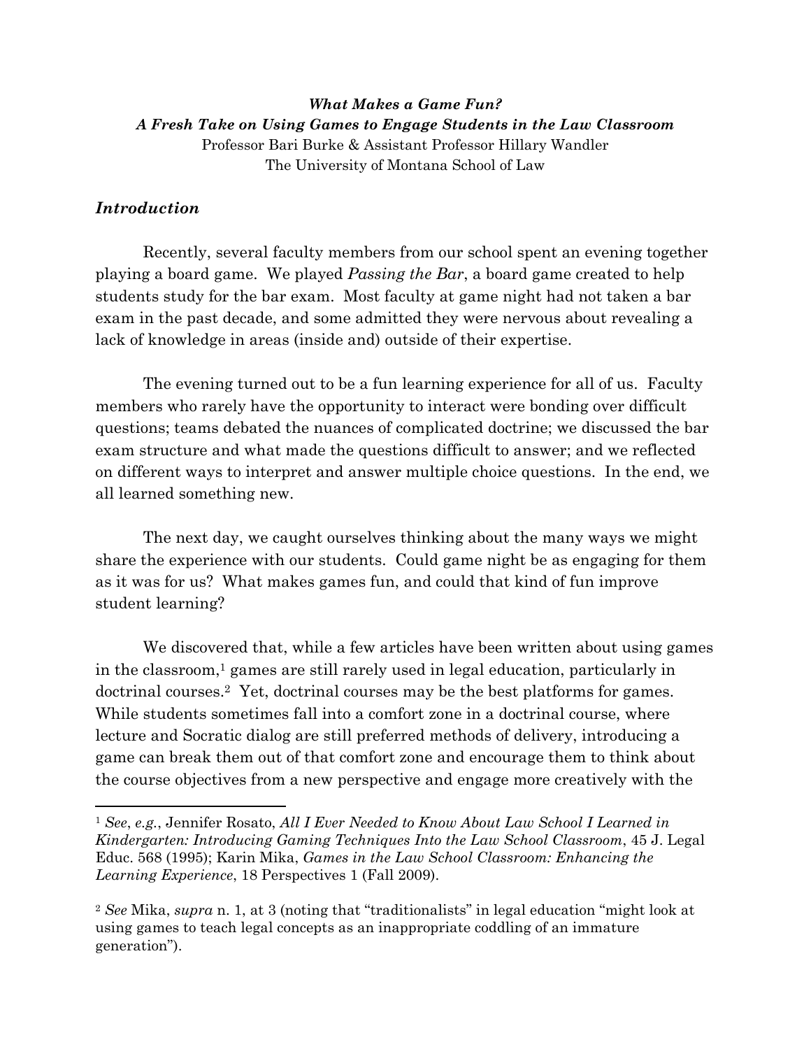***What Makes a Game Fun?***
***A Fresh Take on Using Games to Engage Students in the Law Classroom***

Professor Bari Burke & Assistant Professor Hillary Wandler
The University of Montana School of Law

## *Introduction*

Recently, several faculty members from our school spent an evening together playing a board game. We played *Passing the Bar*, a board game created to help students study for the bar exam. Most faculty at game night had not taken a bar exam in the past decade, and some admitted they were nervous about revealing a lack of knowledge in areas (inside and) outside of their expertise.

The evening turned out to be a fun learning experience for all of us. Faculty members who rarely have the opportunity to interact were bonding over difficult questions; teams debated the nuances of complicated doctrine; we discussed the bar exam structure and what made the questions difficult to answer; and we reflected on different ways to interpret and answer multiple choice questions. In the end, we all learned something new.

The next day, we caught ourselves thinking about the many ways we might share the experience with our students. Could game night be as engaging for them as it was for us? What makes games fun, and could that kind of fun improve student learning?

We discovered that, while a few articles have been written about using games in the classroom,[1] games are still rarely used in legal education, particularly in doctrinal courses.[2] Yet, doctrinal courses may be the best platforms for games. While students sometimes fall into a comfort zone in a doctrinal course, where lecture and Socratic dialog are still preferred methods of delivery, introducing a game can break them out of that comfort zone and encourage them to think about the course objectives from a new perspective and engage more creatively with the

---

[1] *See*, *e.g.*, Jennifer Rosato, *All I Ever Needed to Know About Law School I Learned in Kindergarten: Introducing Gaming Techniques Into the Law School Classroom*, 45 J. Legal Educ. 568 (1995); Karin Mika, *Games in the Law School Classroom: Enhancing the Learning Experience*, 18 Perspectives 1 (Fall 2009).

[2] *See* Mika, *supra* n. 1, at 3 (noting that "traditionalists" in legal education "might look at using games to teach legal concepts as an inappropriate coddling of an immature generation").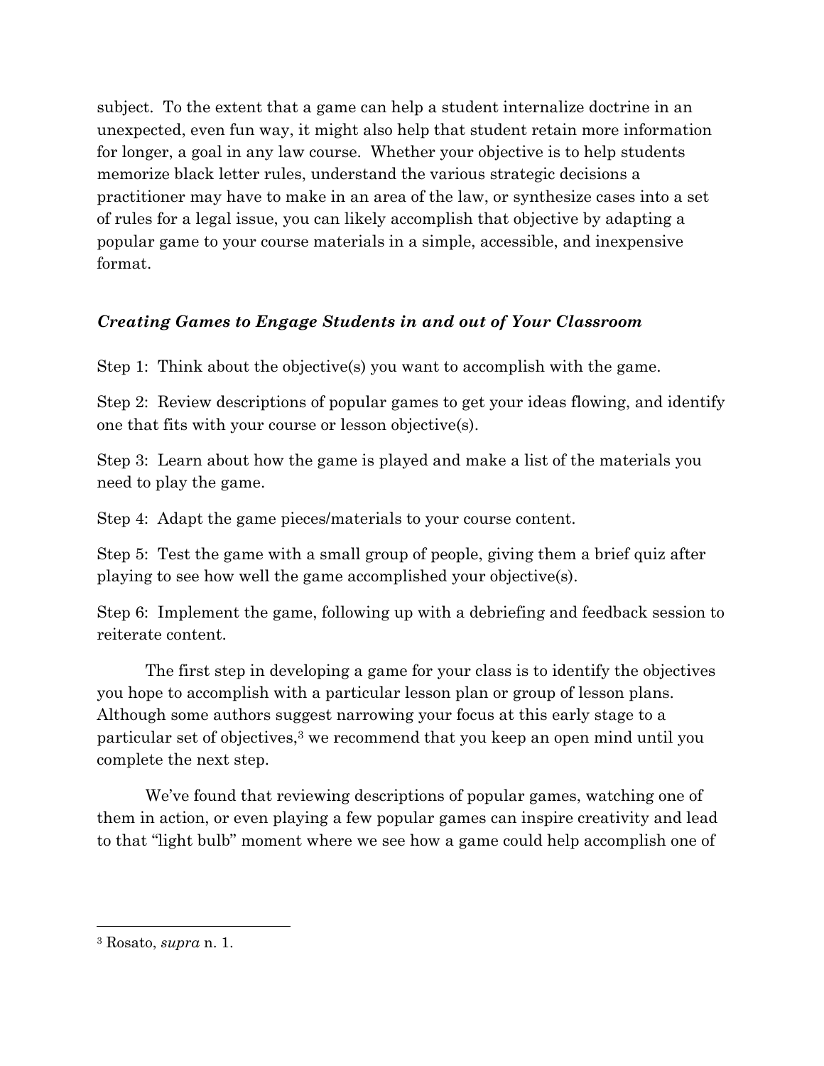subject. To the extent that a game can help a student internalize doctrine in an unexpected, even fun way, it might also help that student retain more information for longer, a goal in any law course. Whether your objective is to help students memorize black letter rules, understand the various strategic decisions a practitioner may have to make in an area of the law, or synthesize cases into a set of rules for a legal issue, you can likely accomplish that objective by adapting a popular game to your course materials in a simple, accessible, and inexpensive format.

### *Creating Games to Engage Students in and out of Your Classroom*

Step 1: Think about the objective(s) you want to accomplish with the game.

Step 2: Review descriptions of popular games to get your ideas flowing, and identify one that fits with your course or lesson objective(s).

Step 3: Learn about how the game is played and make a list of the materials you need to play the game.

Step 4: Adapt the game pieces/materials to your course content.

Step 5: Test the game with a small group of people, giving them a brief quiz after playing to see how well the game accomplished your objective(s).

Step 6: Implement the game, following up with a debriefing and feedback session to reiterate content.

The first step in developing a game for your class is to identify the objectives you hope to accomplish with a particular lesson plan or group of lesson plans. Although some authors suggest narrowing your focus at this early stage to a particular set of objectives,[3] we recommend that you keep an open mind until you complete the next step.

We've found that reviewing descriptions of popular games, watching one of them in action, or even playing a few popular games can inspire creativity and lead to that "light bulb" moment where we see how a game could help accomplish one of

---

[3] Rosato, *supra* n. 1.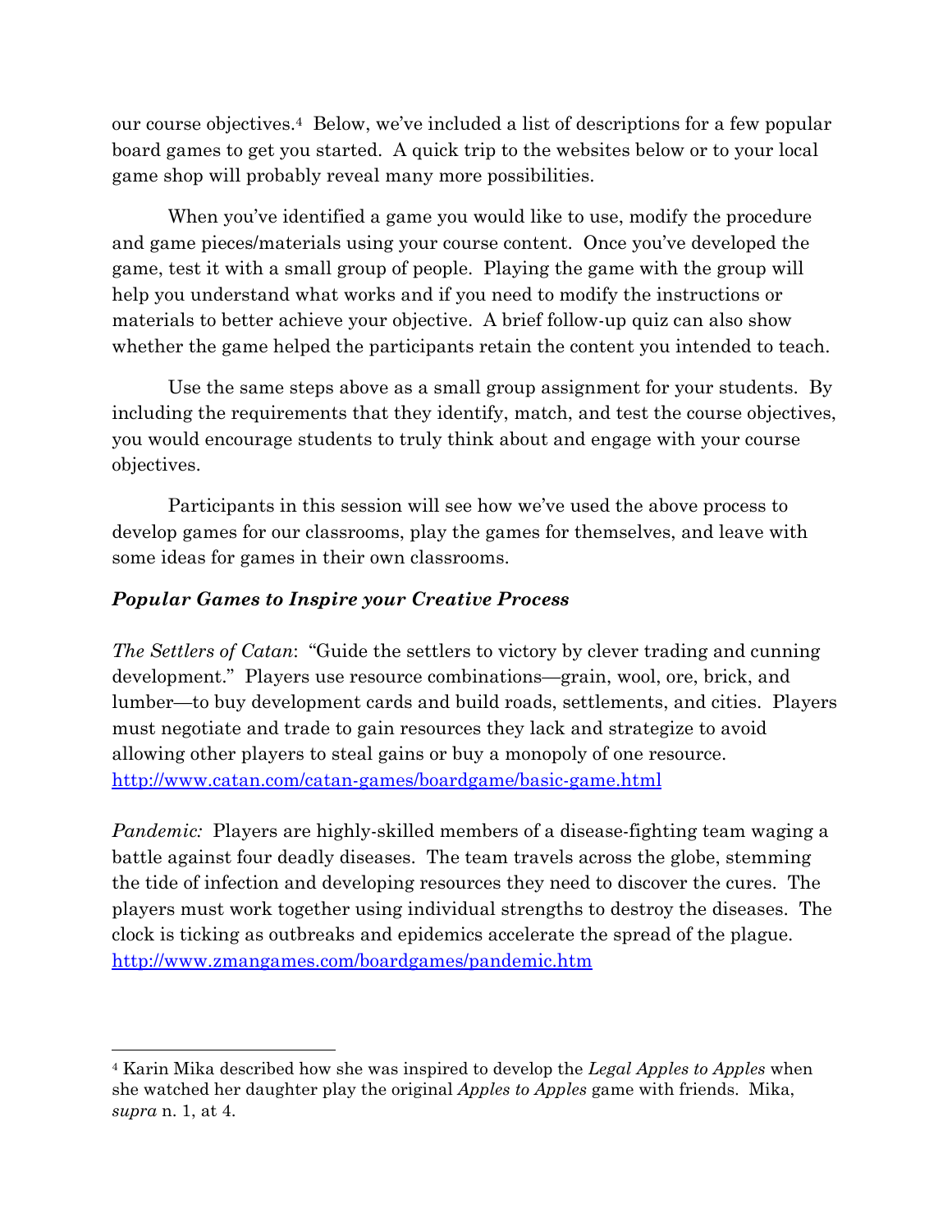our course objectives.[4] Below, we've included a list of descriptions for a few popular board games to get you started. A quick trip to the websites below or to your local game shop will probably reveal many more possibilities.

When you've identified a game you would like to use, modify the procedure and game pieces/materials using your course content. Once you've developed the game, test it with a small group of people. Playing the game with the group will help you understand what works and if you need to modify the instructions or materials to better achieve your objective. A brief follow-up quiz can also show whether the game helped the participants retain the content you intended to teach.

Use the same steps above as a small group assignment for your students. By including the requirements that they identify, match, and test the course objectives, you would encourage students to truly think about and engage with your course objectives.

Participants in this session will see how we've used the above process to develop games for our classrooms, play the games for themselves, and leave with some ideas for games in their own classrooms.

### ***Popular Games to Inspire your Creative Process***

*The Settlers of Catan*: "Guide the settlers to victory by clever trading and cunning development." Players use resource combinations—grain, wool, ore, brick, and lumber—to buy development cards and build roads, settlements, and cities. Players must negotiate and trade to gain resources they lack and strategize to avoid allowing other players to steal gains or buy a monopoly of one resource. http://www.catan.com/catan-games/boardgame/basic-game.html

*Pandemic:* Players are highly-skilled members of a disease-fighting team waging a battle against four deadly diseases. The team travels across the globe, stemming the tide of infection and developing resources they need to discover the cures. The players must work together using individual strengths to destroy the diseases. The clock is ticking as outbreaks and epidemics accelerate the spread of the plague. http://www.zmangames.com/boardgames/pandemic.htm

---

[4] Karin Mika described how she was inspired to develop the *Legal Apples to Apples* when she watched her daughter play the original *Apples to Apples* game with friends. Mika, *supra* n. 1, at 4.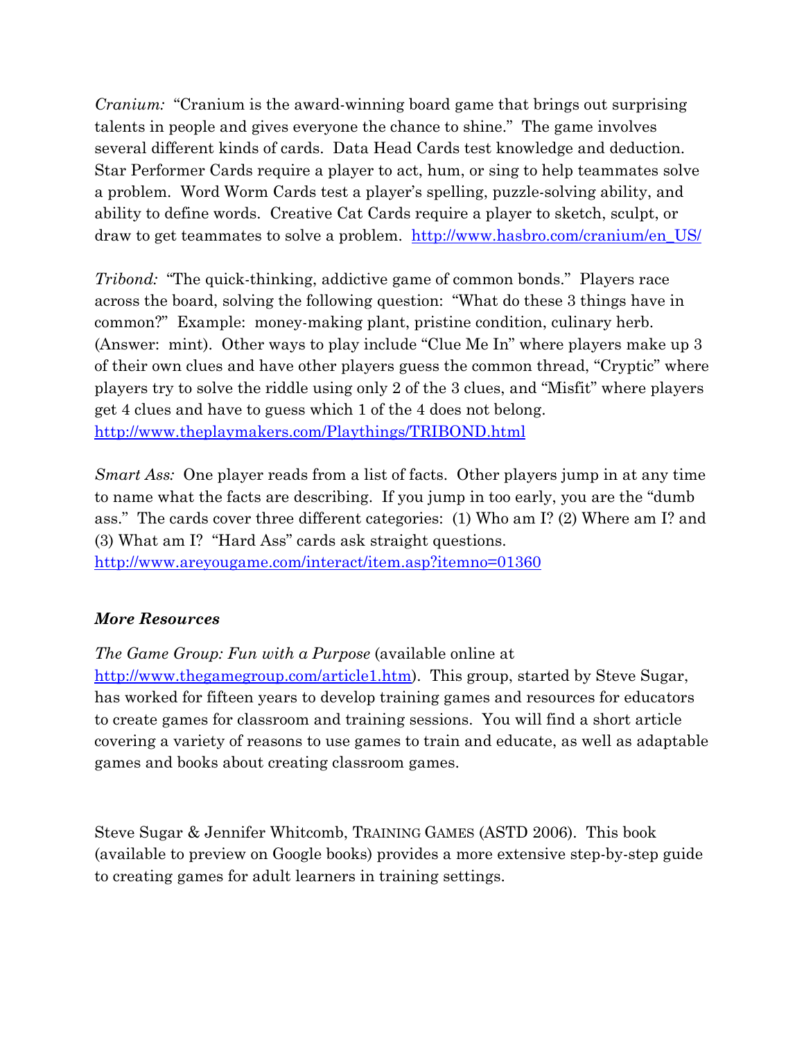*Cranium:* "Cranium is the award-winning board game that brings out surprising talents in people and gives everyone the chance to shine." The game involves several different kinds of cards. Data Head Cards test knowledge and deduction. Star Performer Cards require a player to act, hum, or sing to help teammates solve a problem. Word Worm Cards test a player's spelling, puzzle-solving ability, and ability to define words. Creative Cat Cards require a player to sketch, sculpt, or draw to get teammates to solve a problem. http://www.hasbro.com/cranium/en_US/

*Tribond:* "The quick-thinking, addictive game of common bonds." Players race across the board, solving the following question: "What do these 3 things have in common?" Example: money-making plant, pristine condition, culinary herb. (Answer: mint). Other ways to play include "Clue Me In" where players make up 3 of their own clues and have other players guess the common thread, "Cryptic" where players try to solve the riddle using only 2 of the 3 clues, and "Misfit" where players get 4 clues and have to guess which 1 of the 4 does not belong. http://www.theplaymakers.com/Playthings/TRIBOND.html

*Smart Ass:* One player reads from a list of facts. Other players jump in at any time to name what the facts are describing. If you jump in too early, you are the "dumb ass." The cards cover three different categories: (1) Who am I? (2) Where am I? and (3) What am I? "Hard Ass" cards ask straight questions. http://www.areyougame.com/interact/item.asp?itemno=01360

***More Resources***

*The Game Group: Fun with a Purpose* (available online at http://www.thegamegroup.com/article1.htm). This group, started by Steve Sugar, has worked for fifteen years to develop training games and resources for educators to create games for classroom and training sessions. You will find a short article covering a variety of reasons to use games to train and educate, as well as adaptable games and books about creating classroom games.

Steve Sugar & Jennifer Whitcomb, TRAINING GAMES (ASTD 2006). This book (available to preview on Google books) provides a more extensive step-by-step guide to creating games for adult learners in training settings.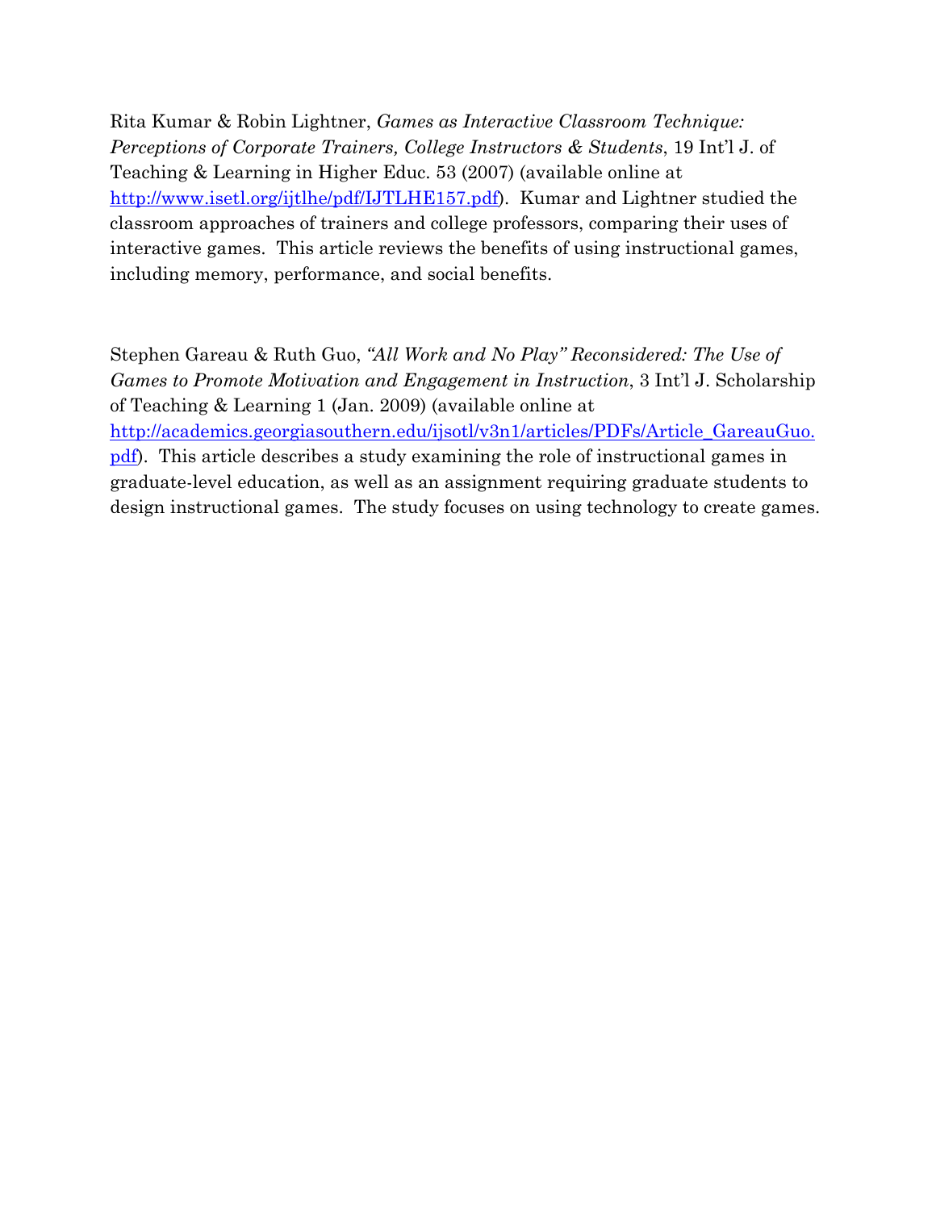Rita Kumar & Robin Lightner, *Games as Interactive Classroom Technique: Perceptions of Corporate Trainers, College Instructors & Students*, 19 Int'l J. of Teaching & Learning in Higher Educ. 53 (2007) (available online at [http://www.isetl.org/ijtlhe/pdf/IJTLHE157.pdf](http://www.isetl.org/ijtlhe/pdf/IJTLHE157.pdf)). Kumar and Lightner studied the classroom approaches of trainers and college professors, comparing their uses of interactive games. This article reviews the benefits of using instructional games, including memory, performance, and social benefits.

Stephen Gareau & Ruth Guo, *"All Work and No Play" Reconsidered: The Use of Games to Promote Motivation and Engagement in Instruction*, 3 Int'l J. Scholarship of Teaching & Learning 1 (Jan. 2009) (available online at [http://academics.georgiasouthern.edu/ijsotl/v3n1/articles/PDFs/Article_GareauGuo.pdf](http://academics.georgiasouthern.edu/ijsotl/v3n1/articles/PDFs/Article_GareauGuo.pdf)). This article describes a study examining the role of instructional games in graduate-level education, as well as an assignment requiring graduate students to design instructional games. The study focuses on using technology to create games.